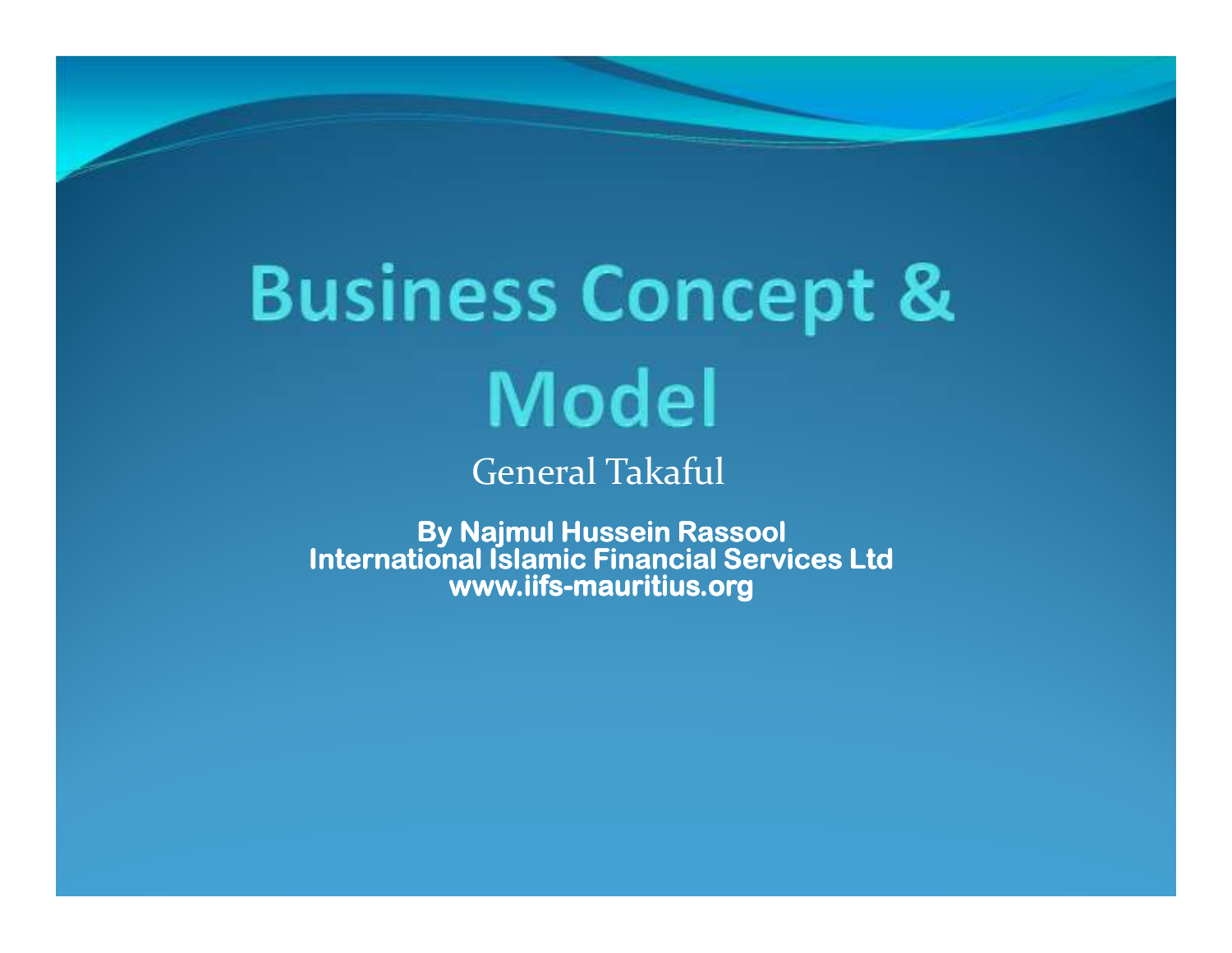# Business Concept & Model

General Takaful

**By Najmul Hussein Rassool**
**International Islamic Financial Services Ltd**
**www.iifs-mauritius.org**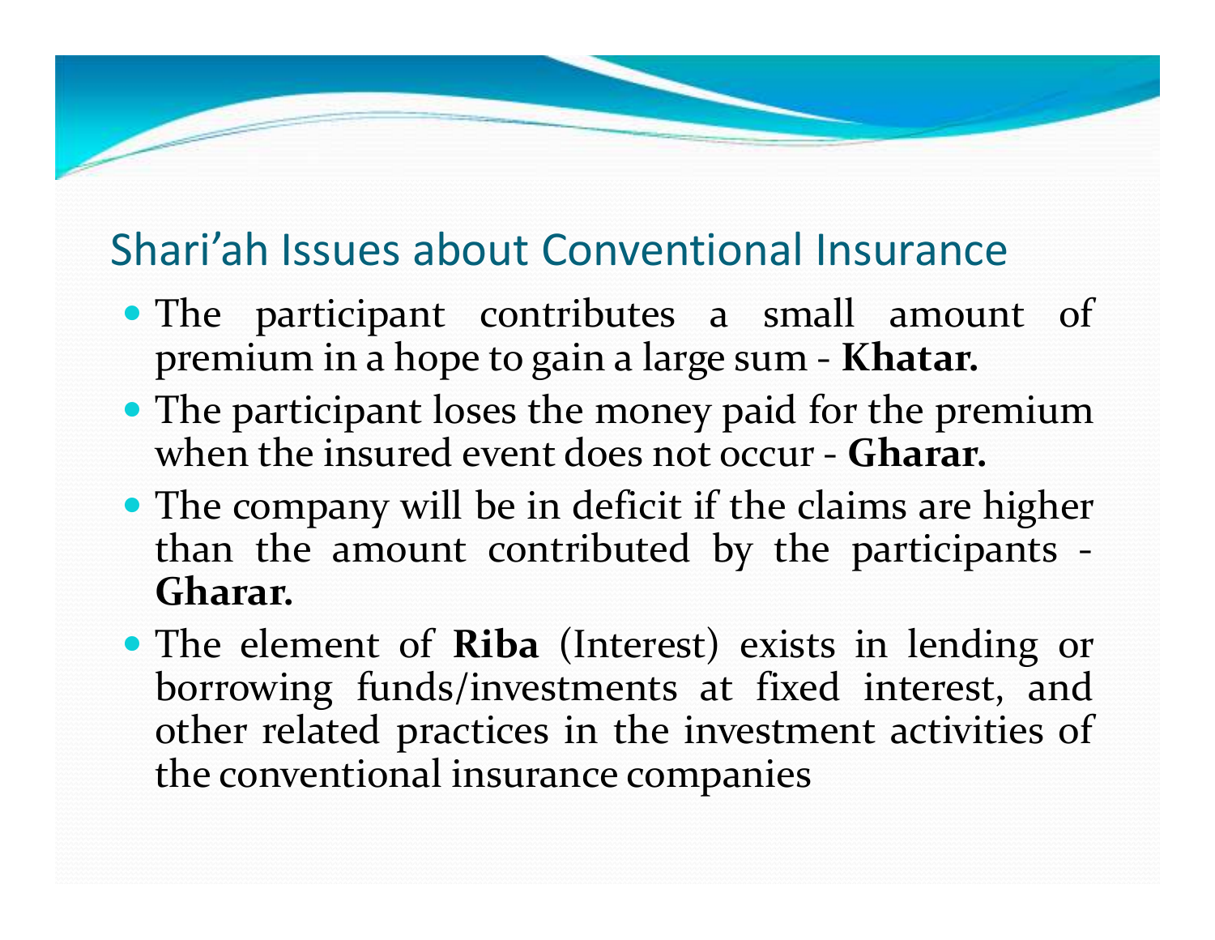## Shari'ah Issues about Conventional Insurance

- The participant contributes a small amount of premium in a hope to gain a large sum - **Khatar.**
- The participant loses the money paid for the premium when the insured event does not occur - **Gharar.**
- The company will be in deficit if the claims are higher than the amount contributed by the participants - **Gharar.**
- The element of **Riba** (Interest) exists in lending or borrowing funds/investments at fixed interest, and other related practices in the investment activities of the conventional insurance companies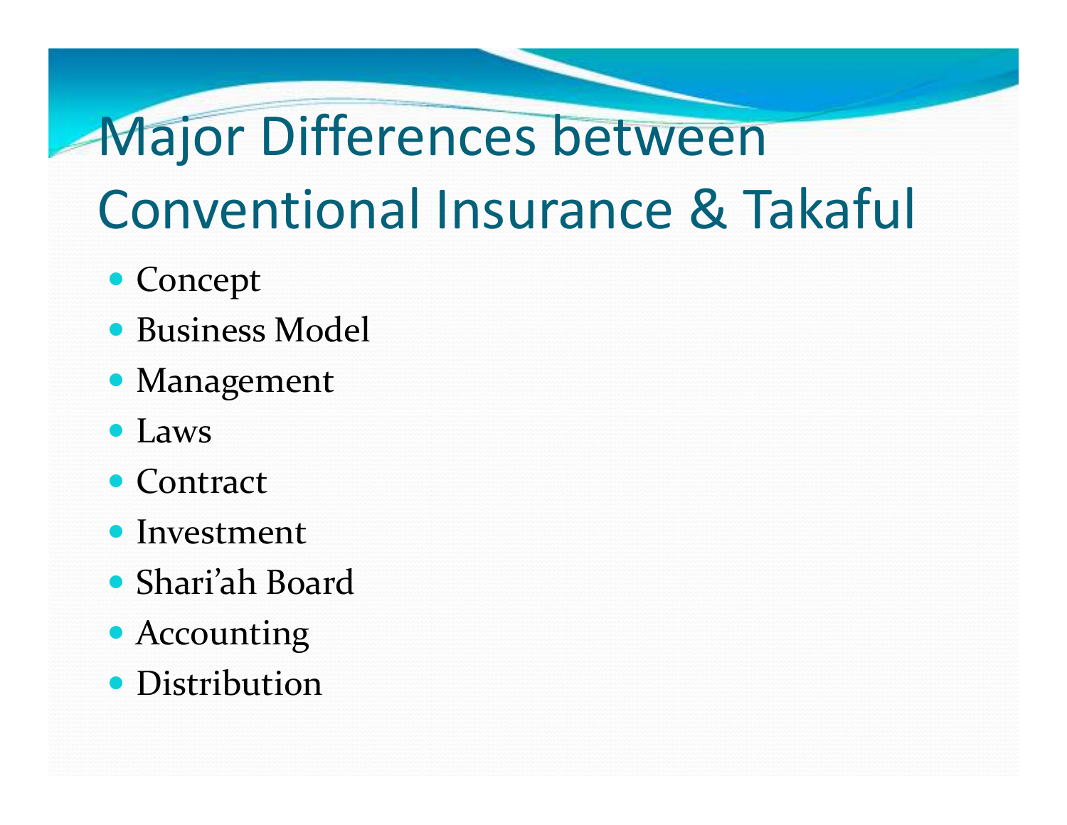# Major Differences between Conventional Insurance & Takaful

- Concept
- Business Model
- Management
- Laws
- Contract
- Investment
- Shari'ah Board
- Accounting
- Distribution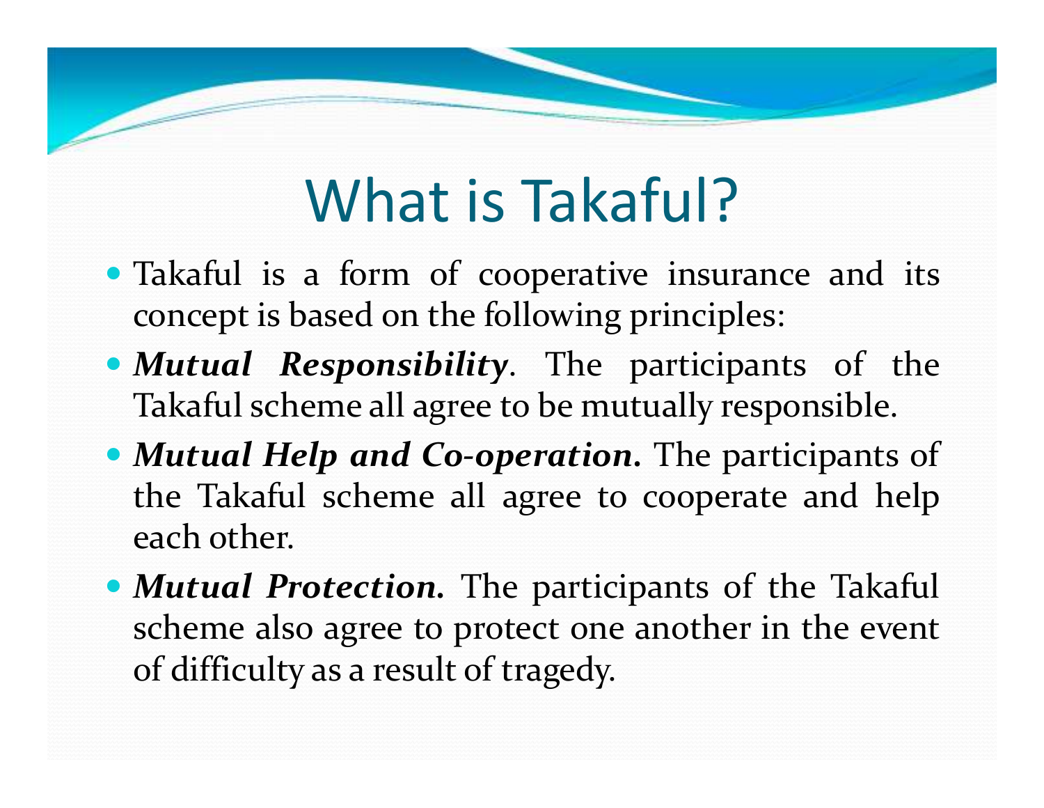# What is Takaful?

- Takaful is a form of cooperative insurance and its concept is based on the following principles:
- ***Mutual Responsibility***. The participants of the Takaful scheme all agree to be mutually responsible.
- ***Mutual Help and Co-operation.*** The participants of the Takaful scheme all agree to cooperate and help each other.
- ***Mutual Protection.*** The participants of the Takaful scheme also agree to protect one another in the event of difficulty as a result of tragedy.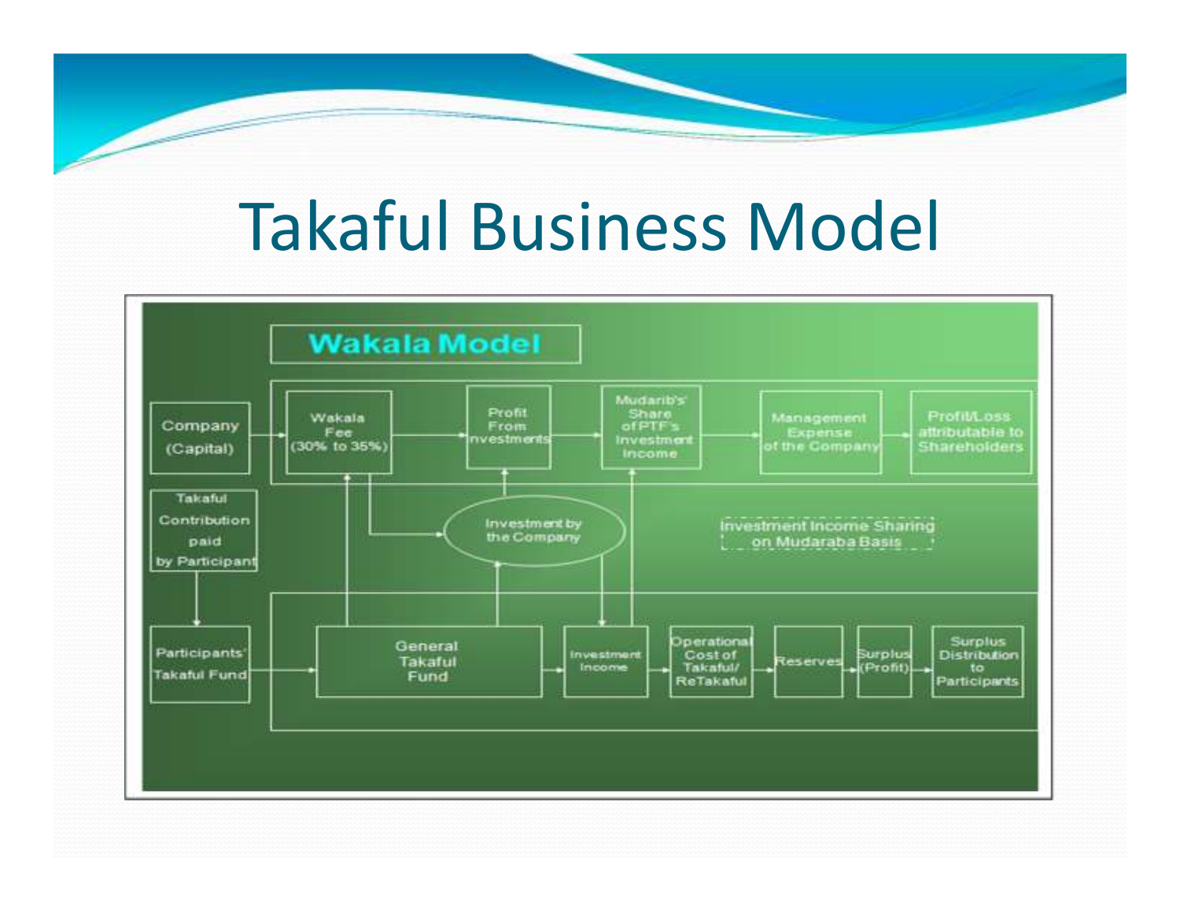# Takaful Business Model

**Wakala Model**

Company (Capital)

Wakala Fee (30% to 35%)

Profit From Investments

Mudarib's' Share of PTF's Investment Income

Management Expense of the Company

Profit/Loss attributable to Shareholders

Takaful Contribution paid by Participant

Investment by the Company

Investment Income Sharing on Mudaraba Basis

Participants' Takaful Fund

General Takaful Fund

Investment Income

Operational Cost of Takaful/ReTakaful

Reserves

Surplus (Profit)

Surplus Distribution to Participants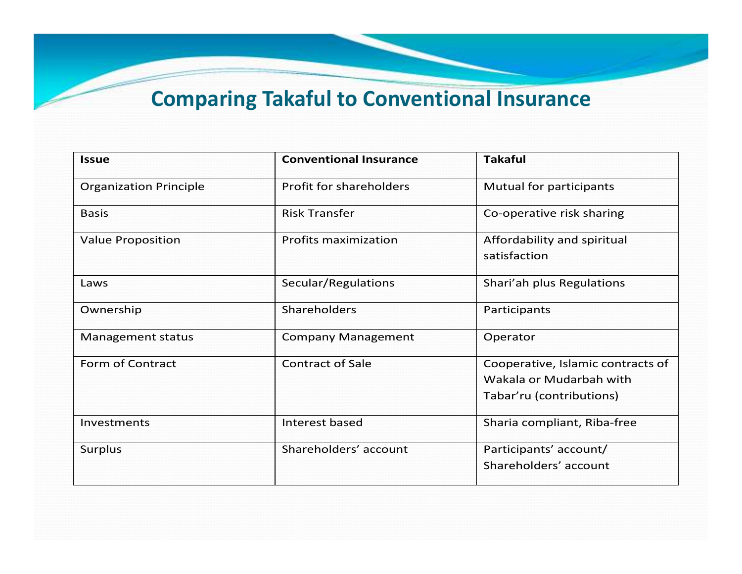# Comparing Takaful to Conventional Insurance

| Issue | Conventional Insurance | Takaful |
|---|---|---|
| Organization Principle | Profit for shareholders | Mutual for participants |
| Basis | Risk Transfer | Co-operative risk sharing |
| Value Proposition | Profits maximization | Affordability and spiritual satisfaction |
| Laws | Secular/Regulations | Shari'ah plus Regulations |
| Ownership | Shareholders | Participants |
| Management status | Company Management | Operator |
| Form of Contract | Contract of Sale | Cooperative, Islamic contracts of Wakala or Mudarbah with Tabar'ru (contributions) |
| Investments | Interest based | Sharia compliant, Riba-free |
| Surplus | Shareholders' account | Participants' account/ Shareholders' account |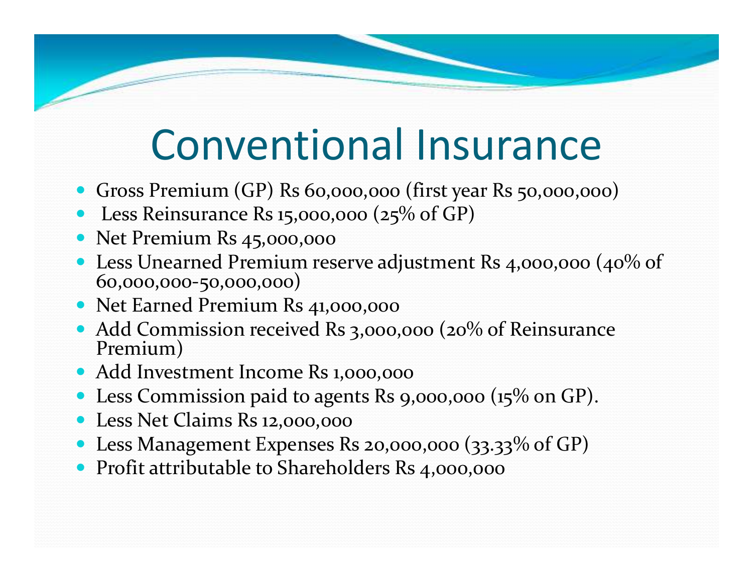# Conventional Insurance

- Gross Premium (GP) Rs 60,000,000 (first year Rs 50,000,000)
- Less Reinsurance Rs 15,000,000 (25% of GP)
- Net Premium Rs 45,000,000
- Less Unearned Premium reserve adjustment Rs 4,000,000 (40% of 60,000,000-50,000,000)
- Net Earned Premium Rs 41,000,000
- Add Commission received Rs 3,000,000 (20% of Reinsurance Premium)
- Add Investment Income Rs 1,000,000
- Less Commission paid to agents Rs 9,000,000 (15% on GP).
- Less Net Claims Rs 12,000,000
- Less Management Expenses Rs 20,000,000 (33.33% of GP)
- Profit attributable to Shareholders Rs 4,000,000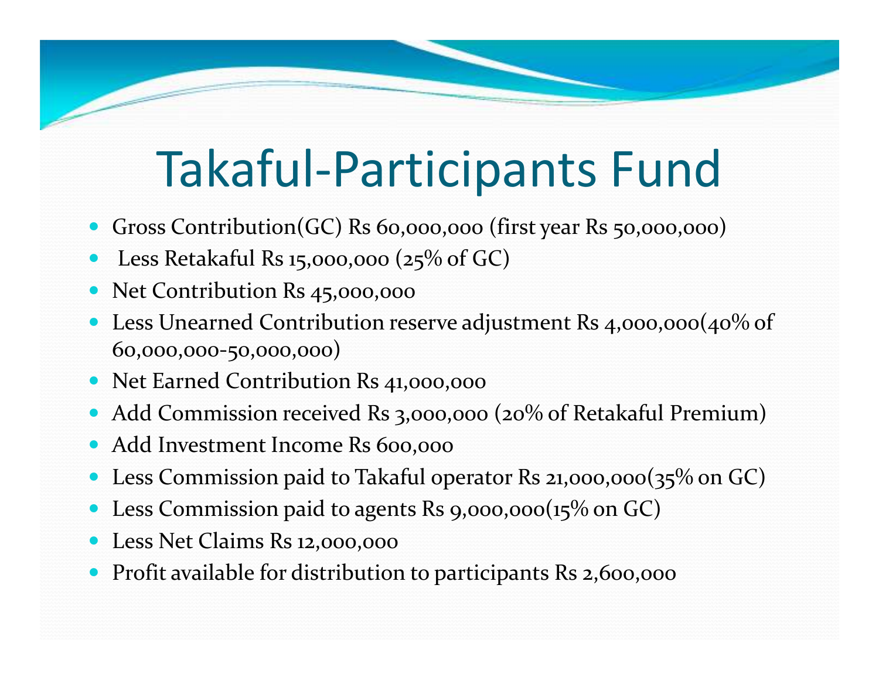# Takaful-Participants Fund

- Gross Contribution(GC) Rs 60,000,000 (first year Rs 50,000,000)
- Less Retakaful Rs 15,000,000 (25% of GC)
- Net Contribution Rs 45,000,000
- Less Unearned Contribution reserve adjustment Rs 4,000,000(40% of 60,000,000-50,000,000)
- Net Earned Contribution Rs 41,000,000
- Add Commission received Rs 3,000,000 (20% of Retakaful Premium)
- Add Investment Income Rs 600,000
- Less Commission paid to Takaful operator Rs 21,000,000(35% on GC)
- Less Commission paid to agents Rs 9,000,000(15% on GC)
- Less Net Claims Rs 12,000,000
- Profit available for distribution to participants Rs 2,600,000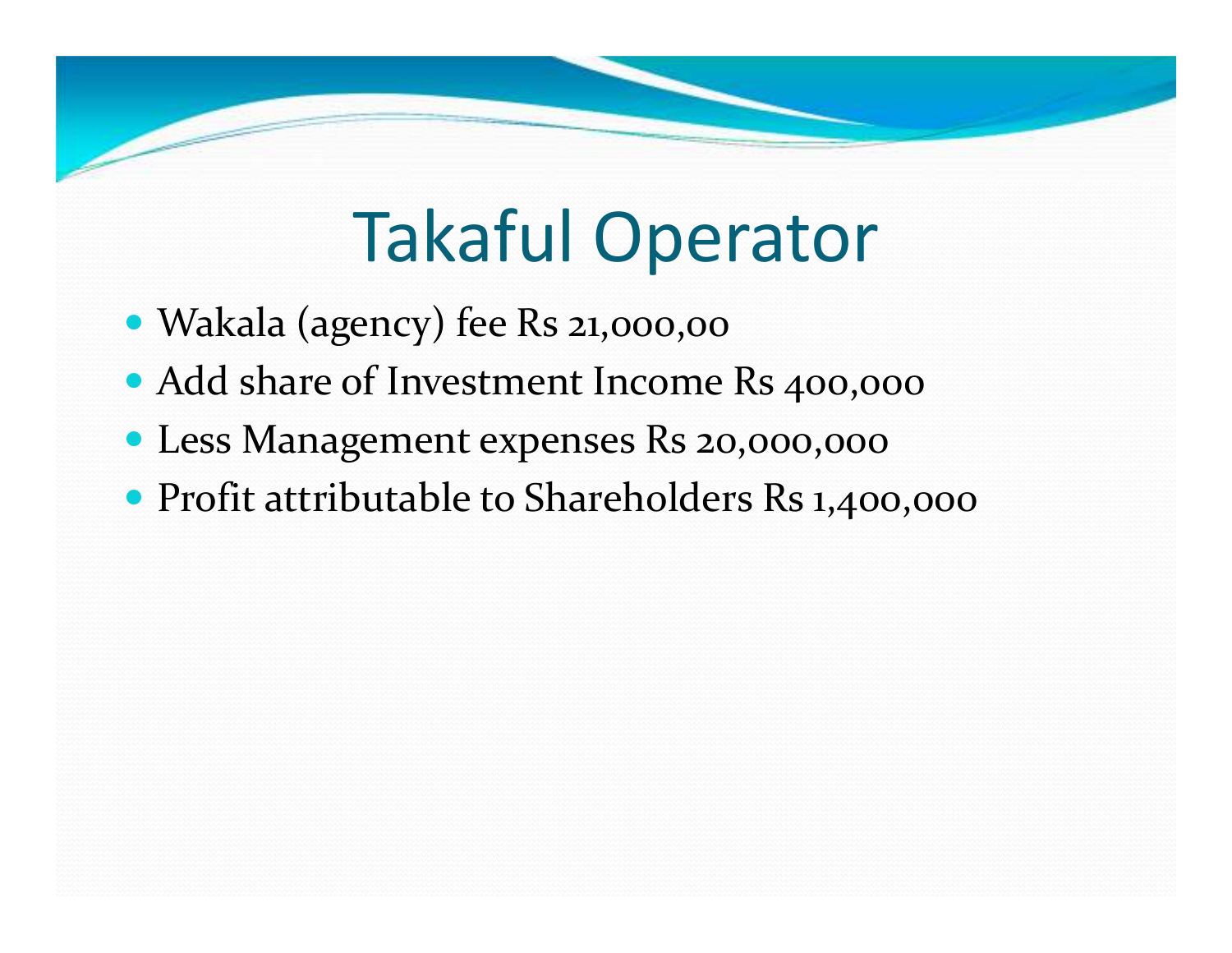# Takaful Operator

- Wakala (agency) fee Rs 21,000,00
- Add share of Investment Income Rs 400,000
- Less Management expenses Rs 20,000,000
- Profit attributable to Shareholders Rs 1,400,000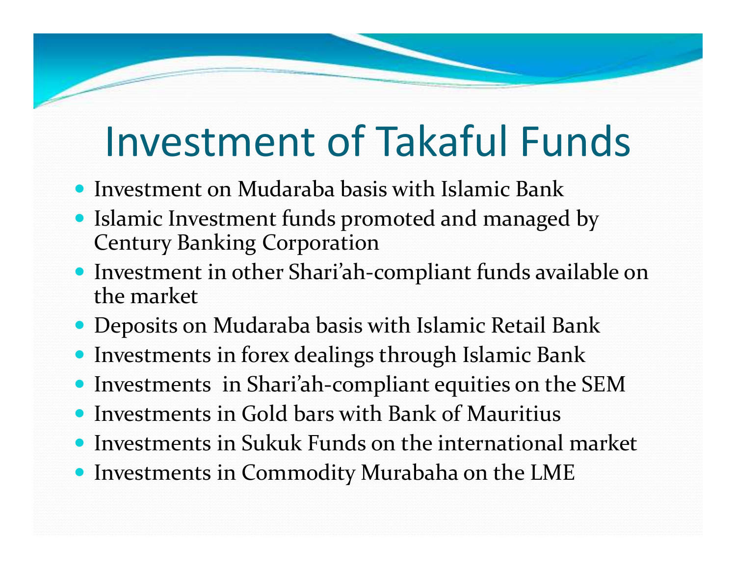# Investment of Takaful Funds

- Investment on Mudaraba basis with Islamic Bank
- Islamic Investment funds promoted and managed by Century Banking Corporation
- Investment in other Shari'ah-compliant funds available on the market
- Deposits on Mudaraba basis with Islamic Retail Bank
- Investments in forex dealings through Islamic Bank
- Investments in Shari'ah-compliant equities on the SEM
- Investments in Gold bars with Bank of Mauritius
- Investments in Sukuk Funds on the international market
- Investments in Commodity Murabaha on the LME